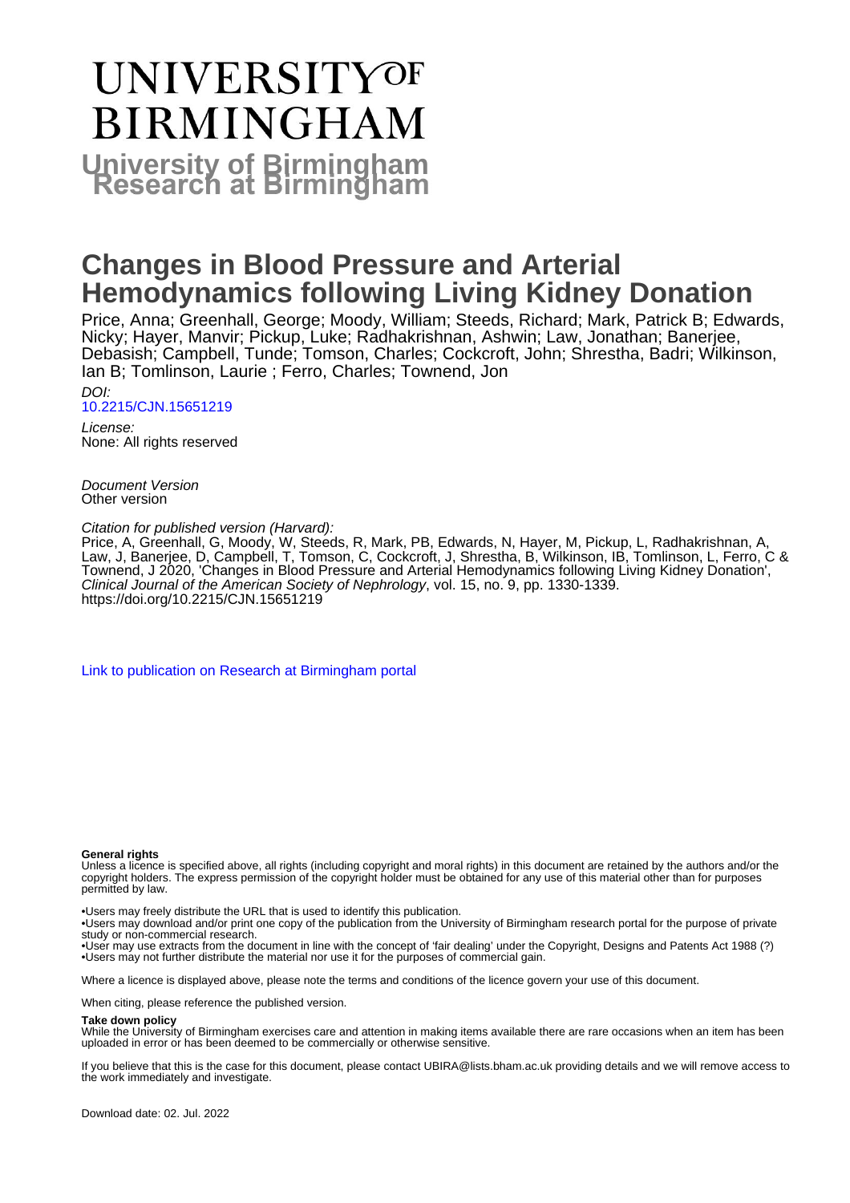# UNIVERSITY OF BIRMINGHAM

**University of Birmingham Research at Birmingham**

# Changes in Blood Pressure and Arterial Hemodynamics following Living Kidney Donation

Price, Anna; Greenhall, George; Moody, William; Steeds, Richard; Mark, Patrick B; Edwards, Nicky; Hayer, Manvir; Pickup, Luke; Radhakrishnan, Ashwin; Law, Jonathan; Banerjee, Debasish; Campbell, Tunde; Tomson, Charles; Cockcroft, John; Shrestha, Badri; Wilkinson, Ian B; Tomlinson, Laurie ; Ferro, Charles; Townend, Jon

*DOI:*
10.2215/CJN.15651219

*License:*
None: All rights reserved

*Document Version*
Other version

*Citation for published version (Harvard):*
Price, A, Greenhall, G, Moody, W, Steeds, R, Mark, PB, Edwards, N, Hayer, M, Pickup, L, Radhakrishnan, A, Law, J, Banerjee, D, Campbell, T, Tomson, C, Cockcroft, J, Shrestha, B, Wilkinson, IB, Tomlinson, L, Ferro, C & Townend, J 2020, 'Changes in Blood Pressure and Arterial Hemodynamics following Living Kidney Donation', *Clinical Journal of the American Society of Nephrology*, vol. 15, no. 9, pp. 1330-1339. https://doi.org/10.2215/CJN.15651219

Link to publication on Research at Birmingham portal

**General rights**

Unless a licence is specified above, all rights (including copyright and moral rights) in this document are retained by the authors and/or the copyright holders. The express permission of the copyright holder must be obtained for any use of this material other than for purposes permitted by law.

- •Users may freely distribute the URL that is used to identify this publication.
- •Users may download and/or print one copy of the publication from the University of Birmingham research portal for the purpose of private study or non-commercial research.
- •User may use extracts from the document in line with the concept of 'fair dealing' under the Copyright, Designs and Patents Act 1988 (?)
- •Users may not further distribute the material nor use it for the purposes of commercial gain.

Where a licence is displayed above, please note the terms and conditions of the licence govern your use of this document.

When citing, please reference the published version.

**Take down policy**

While the University of Birmingham exercises care and attention in making items available there are rare occasions when an item has been uploaded in error or has been deemed to be commercially or otherwise sensitive.

If you believe that this is the case for this document, please contact UBIRA@lists.bham.ac.uk providing details and we will remove access to the work immediately and investigate.

Download date: 02. Jul. 2022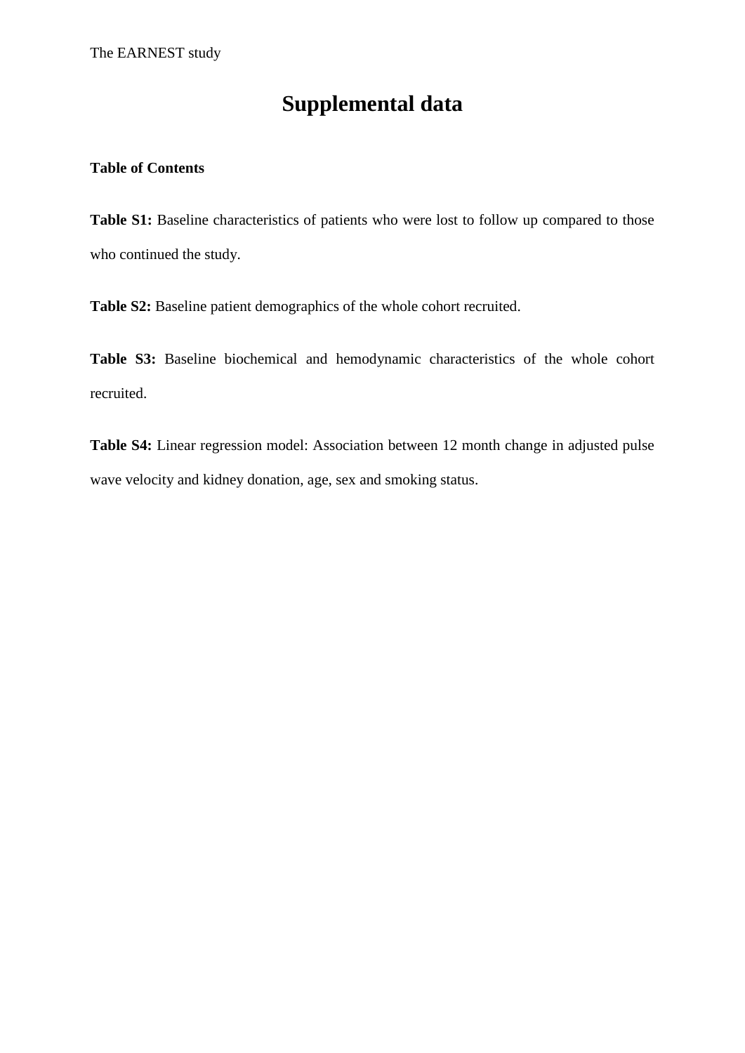# Supplemental data

**Table of Contents**

**Table S1:** Baseline characteristics of patients who were lost to follow up compared to those who continued the study.

**Table S2:** Baseline patient demographics of the whole cohort recruited.

**Table S3:** Baseline biochemical and hemodynamic characteristics of the whole cohort recruited.

**Table S4:** Linear regression model: Association between 12 month change in adjusted pulse wave velocity and kidney donation, age, sex and smoking status.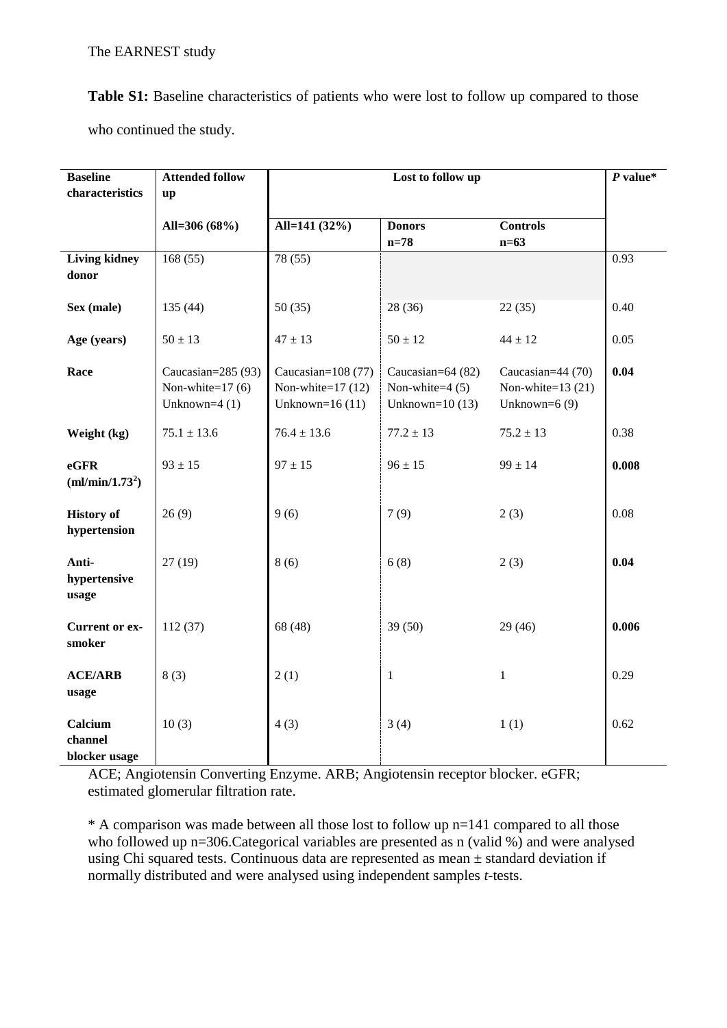The EARNEST study

**Table S1:** Baseline characteristics of patients who were lost to follow up compared to those who continued the study.

| Baseline characteristics | Attended follow up | Lost to follow up | | | *P* value* |
|---|---|---|---|---|---|
| | All=306 (68%) | All=141 (32%) | Donors n=78 | Controls n=63 | |
| **Living kidney donor** | 168 (55) | 78 (55) | | | 0.93 |
| **Sex (male)** | 135 (44) | 50 (35) | 28 (36) | 22 (35) | 0.40 |
| **Age (years)** | 50 ± 13 | 47 ± 13 | 50 ± 12 | 44 ± 12 | 0.05 |
| **Race** | Caucasian=285 (93) Non-white=17 (6) Unknown=4 (1) | Caucasian=108 (77) Non-white=17 (12) Unknown=16 (11) | Caucasian=64 (82) Non-white=4 (5) Unknown=10 (13) | Caucasian=44 (70) Non-white=13 (21) Unknown=6 (9) | **0.04** |
| **Weight (kg)** | 75.1 ± 13.6 | 76.4 ± 13.6 | 77.2 ± 13 | 75.2 ± 13 | 0.38 |
| **eGFR (ml/min/1.73$^2$)** | 93 ± 15 | 97 ± 15 | 96 ± 15 | 99 ± 14 | **0.008** |
| **History of hypertension** | 26 (9) | 9 (6) | 7 (9) | 2 (3) | 0.08 |
| **Anti-hypertensive usage** | 27 (19) | 8 (6) | 6 (8) | 2 (3) | **0.04** |
| **Current or ex-smoker** | 112 (37) | 68 (48) | 39 (50) | 29 (46) | **0.006** |
| **ACE/ARB usage** | 8 (3) | 2 (1) | 1 | 1 | 0.29 |
| **Calcium channel blocker usage** | 10 (3) | 4 (3) | 3 (4) | 1 (1) | 0.62 |

ACE; Angiotensin Converting Enzyme. ARB; Angiotensin receptor blocker. eGFR; estimated glomerular filtration rate.

\* A comparison was made between all those lost to follow up n=141 compared to all those who followed up n=306.Categorical variables are presented as n (valid %) and were analysed using Chi squared tests. Continuous data are represented as mean ± standard deviation if normally distributed and were analysed using independent samples *t*-tests.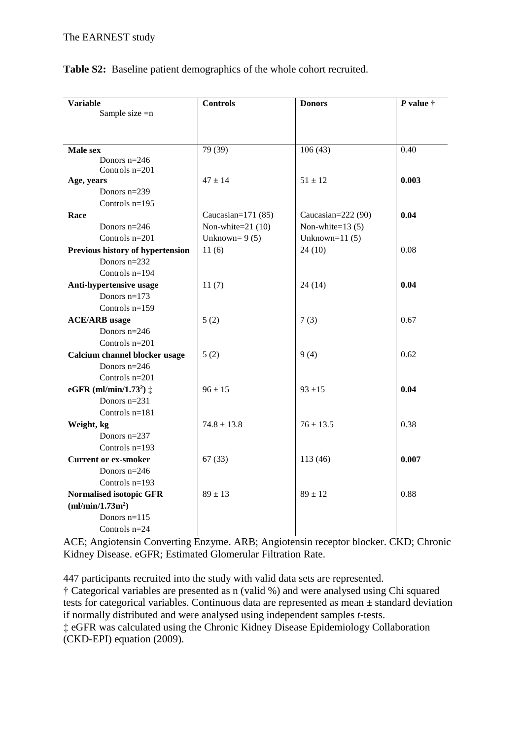**Table S2:** Baseline patient demographics of the whole cohort recruited.

| Variable<br>Sample size =n | Controls | Donors | *P* value † |
|---|---|---|---|
| **Male sex**<br>Donors n=246<br>Controls n=201 | 79 (39) | 106 (43) | 0.40 |
| **Age, years**<br>Donors n=239<br>Controls n=195 | 47 ± 14 | 51 ± 12 | **0.003** |
| **Race**<br>Donors n=246<br>Controls n=201 | Caucasian=171 (85)<br>Non-white=21 (10)<br>Unknown= 9 (5) | Caucasian=222 (90)<br>Non-white=13 (5)<br>Unknown=11 (5) | **0.04** |
| **Previous history of hypertension**<br>Donors n=232<br>Controls n=194 | 11 (6) | 24 (10) | 0.08 |
| **Anti-hypertensive usage**<br>Donors n=173<br>Controls n=159 | 11 (7) | 24 (14) | **0.04** |
| **ACE/ARB usage**<br>Donors n=246<br>Controls n=201 | 5 (2) | 7 (3) | 0.67 |
| **Calcium channel blocker usage**<br>Donors n=246<br>Controls n=201 | 5 (2) | 9 (4) | 0.62 |
| **eGFR (ml/min/1.73$^2$) ‡**<br>Donors n=231<br>Controls n=181 | 96 ± 15 | 93 ±15 | **0.04** |
| **Weight, kg**<br>Donors n=237<br>Controls n=193 | 74.8 ± 13.8 | 76 ± 13.5 | 0.38 |
| **Current or ex-smoker**<br>Donors n=246<br>Controls n=193 | 67 (33) | 113 (46) | **0.007** |
| **Normalised isotopic GFR (ml/min/1.73m$^2$)**<br>Donors n=115<br>Controls n=24 | 89 ± 13 | 89 ± 12 | 0.88 |

ACE; Angiotensin Converting Enzyme. ARB; Angiotensin receptor blocker. CKD; Chronic Kidney Disease. eGFR; Estimated Glomerular Filtration Rate.

447 participants recruited into the study with valid data sets are represented.

† Categorical variables are presented as n (valid %) and were analysed using Chi squared tests for categorical variables. Continuous data are represented as mean ± standard deviation if normally distributed and were analysed using independent samples *t*-tests.

‡ eGFR was calculated using the Chronic Kidney Disease Epidemiology Collaboration (CKD-EPI) equation (2009).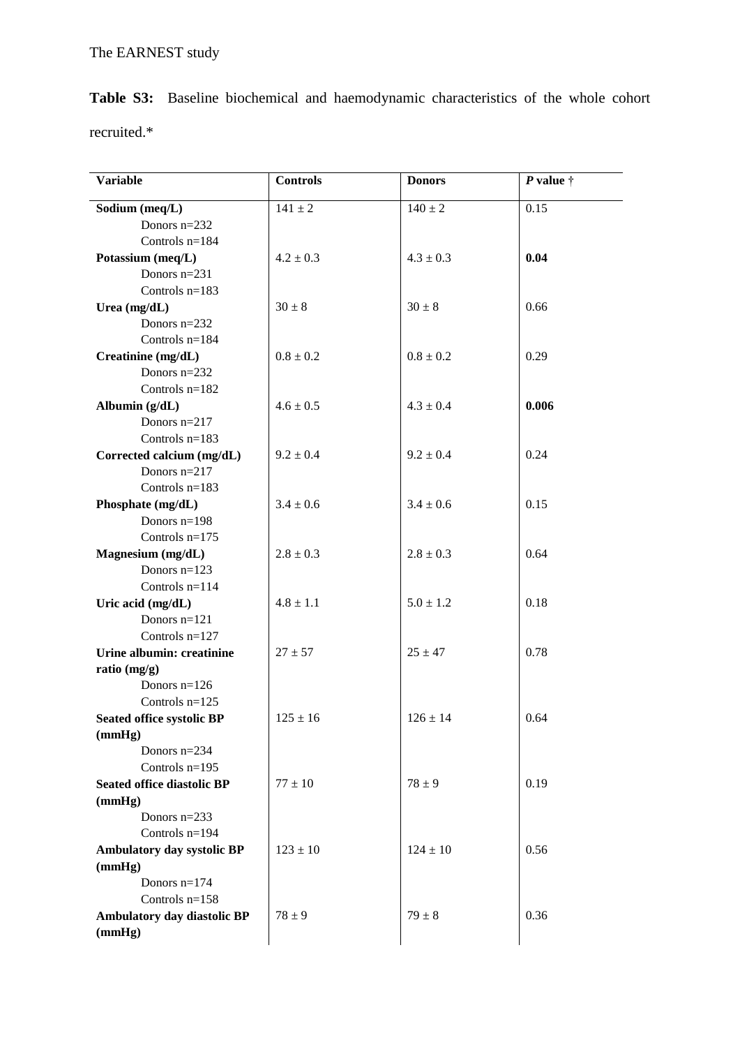**Table S3:** Baseline biochemical and haemodynamic characteristics of the whole cohort recruited.*

| Variable | Controls | Donors | *P* value † |
|---|---|---|---|
| **Sodium (meq/L)**<br>Donors n=232<br>Controls n=184 | 141 ± 2 | 140 ± 2 | 0.15 |
| **Potassium (meq/L)**<br>Donors n=231<br>Controls n=183 | 4.2 ± 0.3 | 4.3 ± 0.3 | **0.04** |
| **Urea (mg/dL)**<br>Donors n=232<br>Controls n=184 | 30 ± 8 | 30 ± 8 | 0.66 |
| **Creatinine (mg/dL)**<br>Donors n=232<br>Controls n=182 | 0.8 ± 0.2 | 0.8 ± 0.2 | 0.29 |
| **Albumin (g/dL)**<br>Donors n=217<br>Controls n=183 | 4.6 ± 0.5 | 4.3 ± 0.4 | **0.006** |
| **Corrected calcium (mg/dL)**<br>Donors n=217<br>Controls n=183 | 9.2 ± 0.4 | 9.2 ± 0.4 | 0.24 |
| **Phosphate (mg/dL)**<br>Donors n=198<br>Controls n=175 | 3.4 ± 0.6 | 3.4 ± 0.6 | 0.15 |
| **Magnesium (mg/dL)**<br>Donors n=123<br>Controls n=114 | 2.8 ± 0.3 | 2.8 ± 0.3 | 0.64 |
| **Uric acid (mg/dL)**<br>Donors n=121<br>Controls n=127 | 4.8 ± 1.1 | 5.0 ± 1.2 | 0.18 |
| **Urine albumin: creatinine ratio (mg/g)**<br>Donors n=126<br>Controls n=125 | 27 ± 57 | 25 ± 47 | 0.78 |
| **Seated office systolic BP (mmHg)**<br>Donors n=234<br>Controls n=195 | 125 ± 16 | 126 ± 14 | 0.64 |
| **Seated office diastolic BP (mmHg)**<br>Donors n=233<br>Controls n=194 | 77 ± 10 | 78 ± 9 | 0.19 |
| **Ambulatory day systolic BP (mmHg)**<br>Donors n=174<br>Controls n=158 | 123 ± 10 | 124 ± 10 | 0.56 |
| **Ambulatory day diastolic BP (mmHg)** | 78 ± 9 | 79 ± 8 | 0.36 |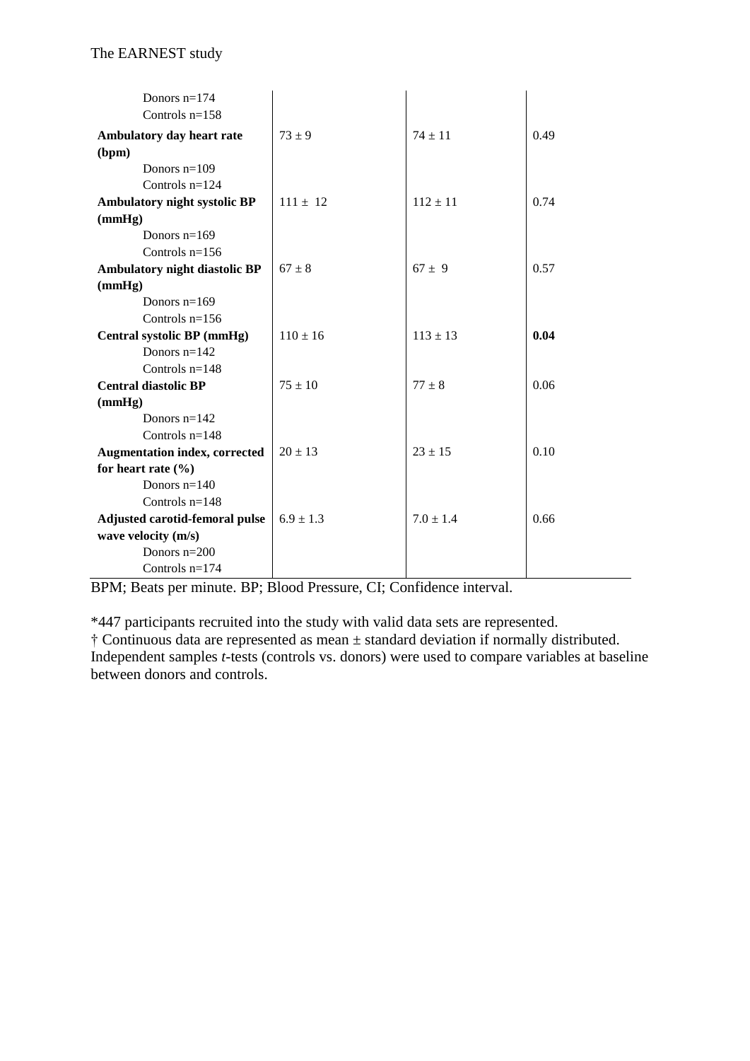| | | | |
|---|---|---|---|
| Donors n=174<br>Controls n=158 | | | |
| **Ambulatory day heart rate (bpm)**<br>Donors n=109<br>Controls n=124 | 73 ± 9 | 74 ± 11 | 0.49 |
| **Ambulatory night systolic BP (mmHg)**<br>Donors n=169<br>Controls n=156 | 111 ± 12 | 112 ± 11 | 0.74 |
| **Ambulatory night diastolic BP (mmHg)**<br>Donors n=169<br>Controls n=156 | 67 ± 8 | 67 ± 9 | 0.57 |
| **Central systolic BP (mmHg)**<br>Donors n=142<br>Controls n=148 | 110 ± 16 | 113 ± 13 | **0.04** |
| **Central diastolic BP (mmHg)**<br>Donors n=142<br>Controls n=148 | 75 ± 10 | 77 ± 8 | 0.06 |
| **Augmentation index, corrected for heart rate (%)**<br>Donors n=140<br>Controls n=148 | 20 ± 13 | 23 ± 15 | 0.10 |
| **Adjusted carotid-femoral pulse wave velocity (m/s)**<br>Donors n=200<br>Controls n=174 | 6.9 ± 1.3 | 7.0 ± 1.4 | 0.66 |

BPM; Beats per minute. BP; Blood Pressure, CI; Confidence interval.

*447 participants recruited into the study with valid data sets are represented.
† Continuous data are represented as mean ± standard deviation if normally distributed. Independent samples *t*-tests (controls vs. donors) were used to compare variables at baseline between donors and controls.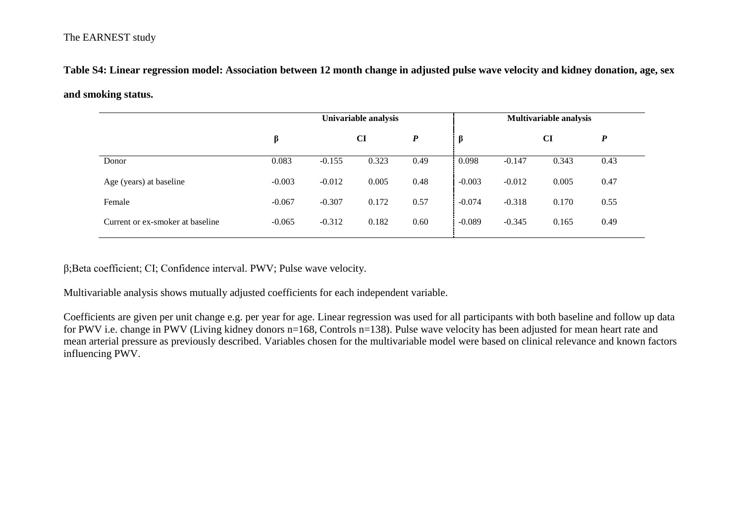**Table S4: Linear regression model: Association between 12 month change in adjusted pulse wave velocity and kidney donation, age, sex and smoking status.**

| | Univariable analysis | | | | Multivariable analysis | | | |
|---|---|---|---|---|---|---|---|---|
| | β | CI | | *P* | β | CI | | *P* |
| Donor | 0.083 | -0.155 | 0.323 | 0.49 | 0.098 | -0.147 | 0.343 | 0.43 |
| Age (years) at baseline | -0.003 | -0.012 | 0.005 | 0.48 | -0.003 | -0.012 | 0.005 | 0.47 |
| Female | -0.067 | -0.307 | 0.172 | 0.57 | -0.074 | -0.318 | 0.170 | 0.55 |
| Current or ex-smoker at baseline | -0.065 | -0.312 | 0.182 | 0.60 | -0.089 | -0.345 | 0.165 | 0.49 |

β;Beta coefficient; CI; Confidence interval. PWV; Pulse wave velocity.

Multivariable analysis shows mutually adjusted coefficients for each independent variable.

Coefficients are given per unit change e.g. per year for age. Linear regression was used for all participants with both baseline and follow up data for PWV i.e. change in PWV (Living kidney donors n=168, Controls n=138). Pulse wave velocity has been adjusted for mean heart rate and mean arterial pressure as previously described. Variables chosen for the multivariable model were based on clinical relevance and known factors influencing PWV.